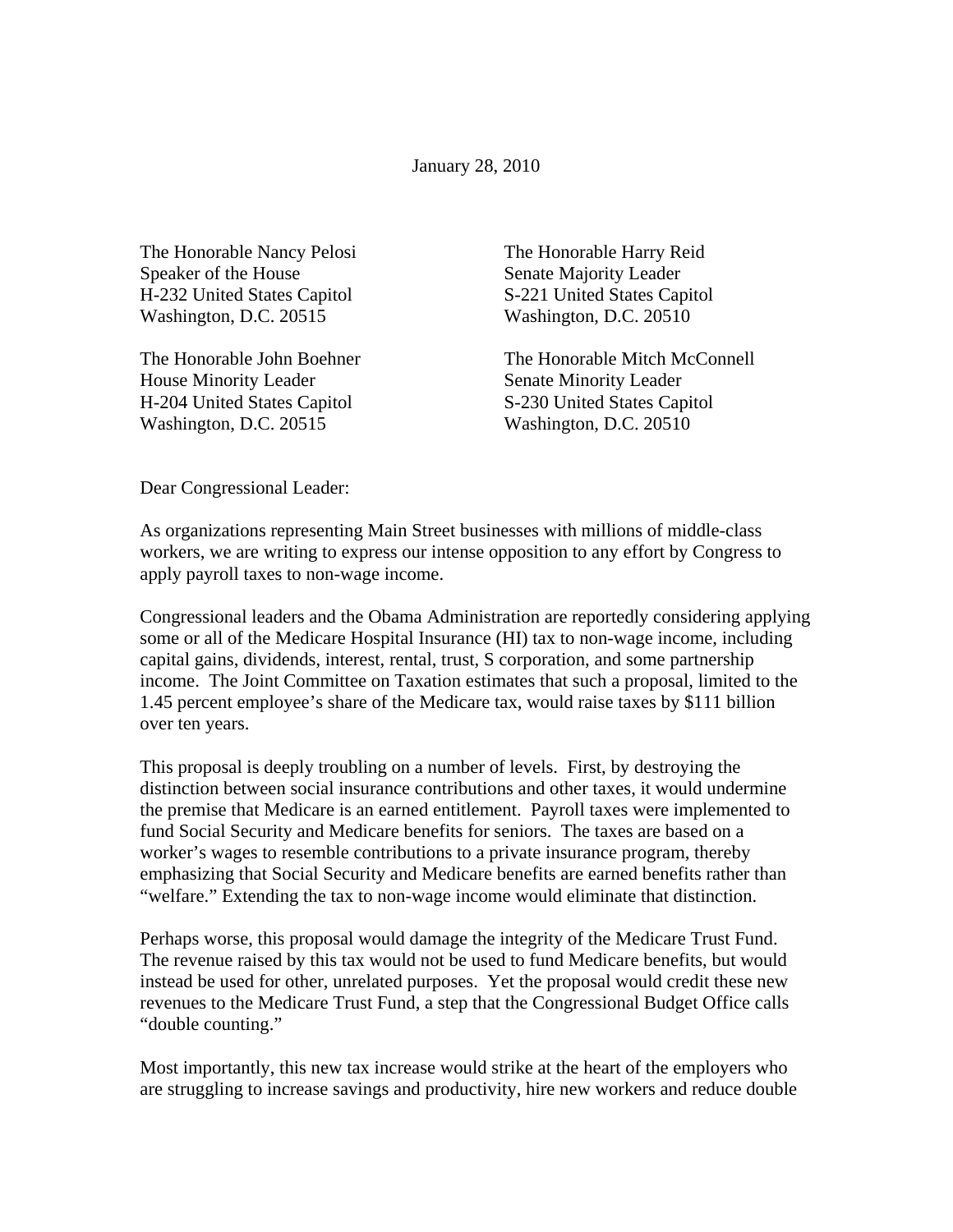January 28, 2010

The Honorable Nancy Pelosi
Speaker of the House
H-232 United States Capitol
Washington, D.C. 20515

The Honorable Harry Reid
Senate Majority Leader
S-221 United States Capitol
Washington, D.C. 20510

The Honorable John Boehner
House Minority Leader
H-204 United States Capitol
Washington, D.C. 20515

The Honorable Mitch McConnell
Senate Minority Leader
S-230 United States Capitol
Washington, D.C. 20510

Dear Congressional Leader:

As organizations representing Main Street businesses with millions of middle-class workers, we are writing to express our intense opposition to any effort by Congress to apply payroll taxes to non-wage income.

Congressional leaders and the Obama Administration are reportedly considering applying some or all of the Medicare Hospital Insurance (HI) tax to non-wage income, including capital gains, dividends, interest, rental, trust, S corporation, and some partnership income. The Joint Committee on Taxation estimates that such a proposal, limited to the 1.45 percent employee's share of the Medicare tax, would raise taxes by $111 billion over ten years.

This proposal is deeply troubling on a number of levels. First, by destroying the distinction between social insurance contributions and other taxes, it would undermine the premise that Medicare is an earned entitlement. Payroll taxes were implemented to fund Social Security and Medicare benefits for seniors. The taxes are based on a worker's wages to resemble contributions to a private insurance program, thereby emphasizing that Social Security and Medicare benefits are earned benefits rather than "welfare." Extending the tax to non-wage income would eliminate that distinction.

Perhaps worse, this proposal would damage the integrity of the Medicare Trust Fund. The revenue raised by this tax would not be used to fund Medicare benefits, but would instead be used for other, unrelated purposes. Yet the proposal would credit these new revenues to the Medicare Trust Fund, a step that the Congressional Budget Office calls "double counting."

Most importantly, this new tax increase would strike at the heart of the employers who are struggling to increase savings and productivity, hire new workers and reduce double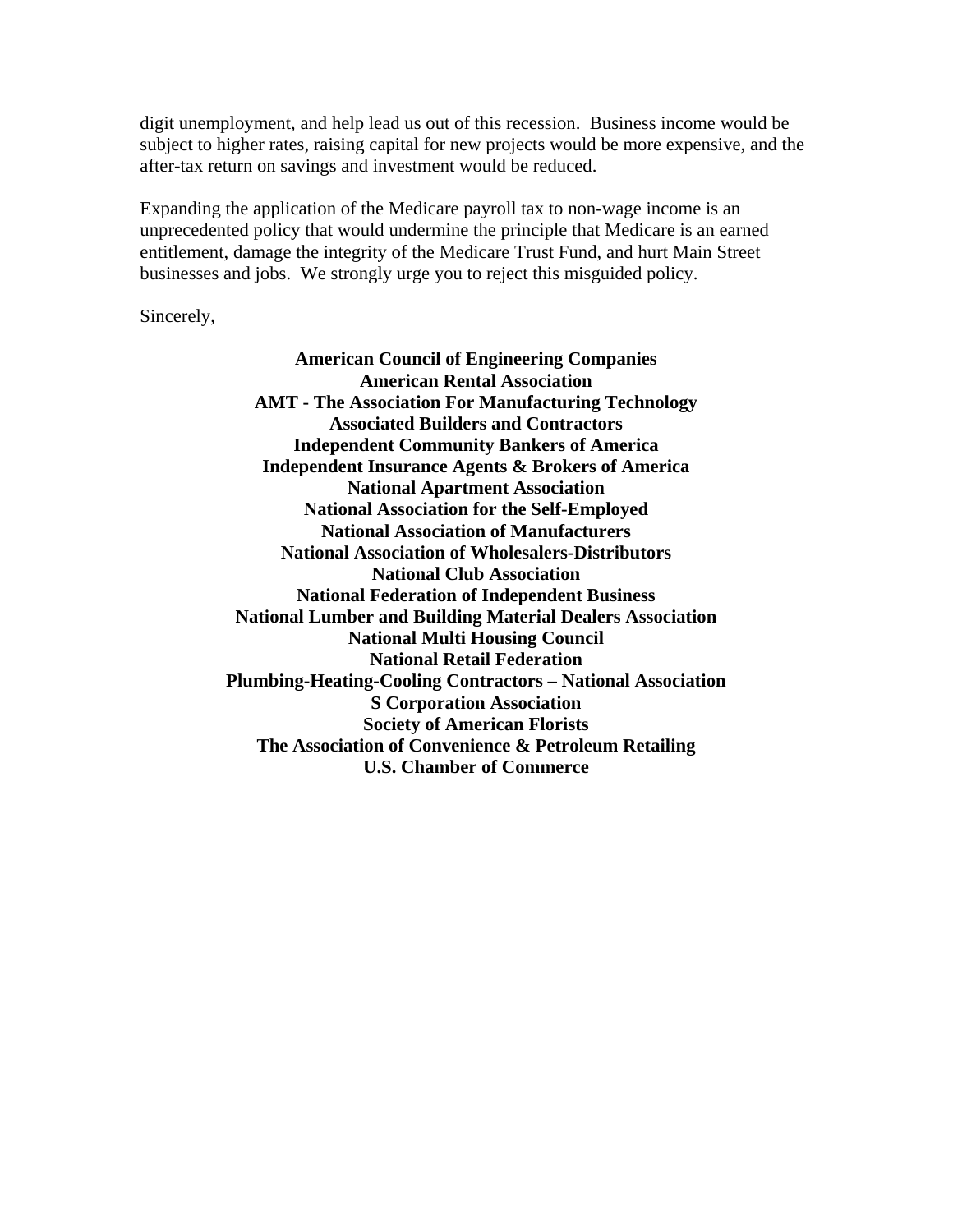digit unemployment, and help lead us out of this recession. Business income would be subject to higher rates, raising capital for new projects would be more expensive, and the after-tax return on savings and investment would be reduced.

Expanding the application of the Medicare payroll tax to non-wage income is an unprecedented policy that would undermine the principle that Medicare is an earned entitlement, damage the integrity of the Medicare Trust Fund, and hurt Main Street businesses and jobs. We strongly urge you to reject this misguided policy.

Sincerely,

**American Council of Engineering Companies**
**American Rental Association**
**AMT - The Association For Manufacturing Technology**
**Associated Builders and Contractors**
**Independent Community Bankers of America**
**Independent Insurance Agents & Brokers of America**
**National Apartment Association**
**National Association for the Self-Employed**
**National Association of Manufacturers**
**National Association of Wholesalers-Distributors**
**National Club Association**
**National Federation of Independent Business**
**National Lumber and Building Material Dealers Association**
**National Multi Housing Council**
**National Retail Federation**
**Plumbing-Heating-Cooling Contractors – National Association**
**S Corporation Association**
**Society of American Florists**
**The Association of Convenience & Petroleum Retailing**
**U.S. Chamber of Commerce**